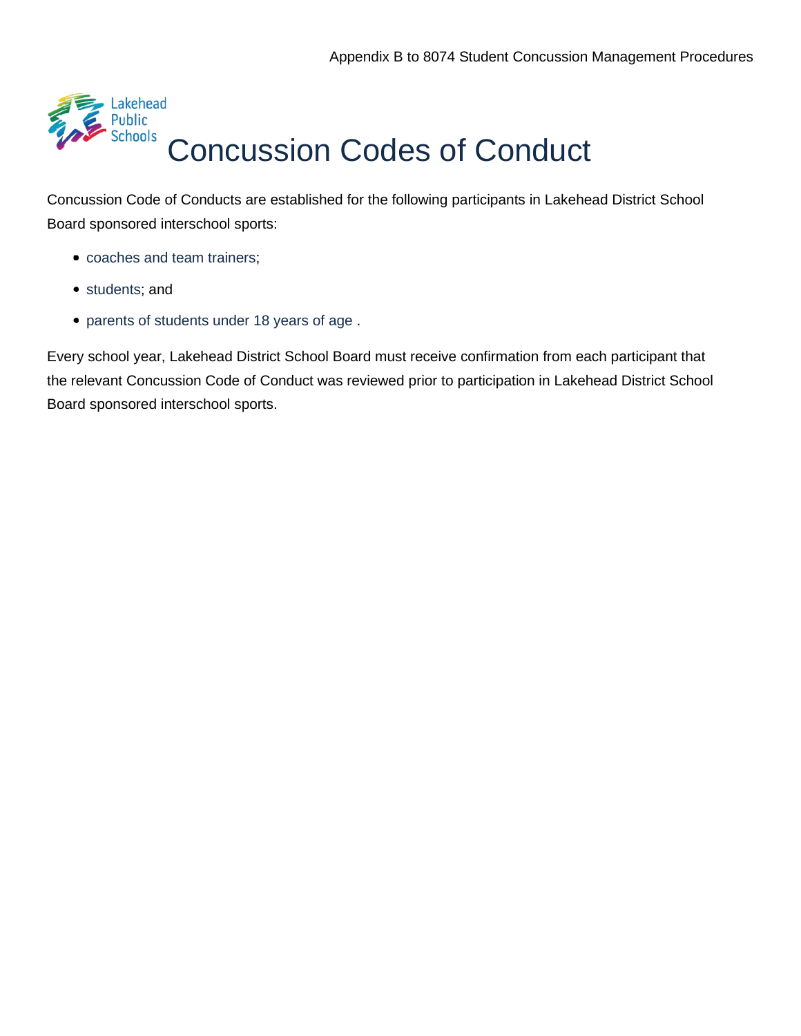Appendix B to 8074 Student Concussion Management Procedures

# Concussion Codes of Conduct

Concussion Code of Conducts are established for the following participants in Lakehead District School Board sponsored interschool sports:

- coaches and team trainers;
- students; and
- parents of students under 18 years of age .

Every school year, Lakehead District School Board must receive confirmation from each participant that the relevant Concussion Code of Conduct was reviewed prior to participation in Lakehead District School Board sponsored interschool sports.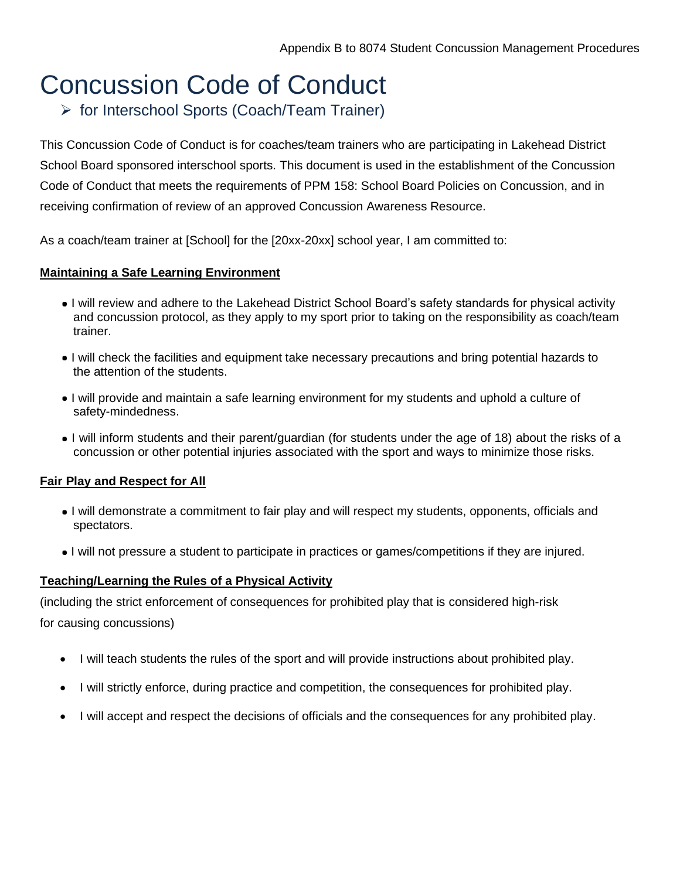# Concussion Code of Conduct

➢ for Interschool Sports (Coach/Team Trainer)

This Concussion Code of Conduct is for coaches/team trainers who are participating in Lakehead District School Board sponsored interschool sports. This document is used in the establishment of the Concussion Code of Conduct that meets the requirements of PPM 158: School Board Policies on Concussion, and in receiving confirmation of review of an approved Concussion Awareness Resource.

As a coach/team trainer at [School] for the [20xx-20xx] school year, I am committed to:

**Maintaining a Safe Learning Environment**

- I will review and adhere to the Lakehead District School Board's safety standards for physical activity and concussion protocol, as they apply to my sport prior to taking on the responsibility as coach/team trainer.
- I will check the facilities and equipment take necessary precautions and bring potential hazards to the attention of the students.
- I will provide and maintain a safe learning environment for my students and uphold a culture of safety-mindedness.
- I will inform students and their parent/guardian (for students under the age of 18) about the risks of a concussion or other potential injuries associated with the sport and ways to minimize those risks.

**Fair Play and Respect for All**

- I will demonstrate a commitment to fair play and will respect my students, opponents, officials and spectators.
- I will not pressure a student to participate in practices or games/competitions if they are injured.

**Teaching/Learning the Rules of a Physical Activity**

(including the strict enforcement of consequences for prohibited play that is considered high-risk for causing concussions)

- I will teach students the rules of the sport and will provide instructions about prohibited play.
- I will strictly enforce, during practice and competition, the consequences for prohibited play.
- I will accept and respect the decisions of officials and the consequences for any prohibited play.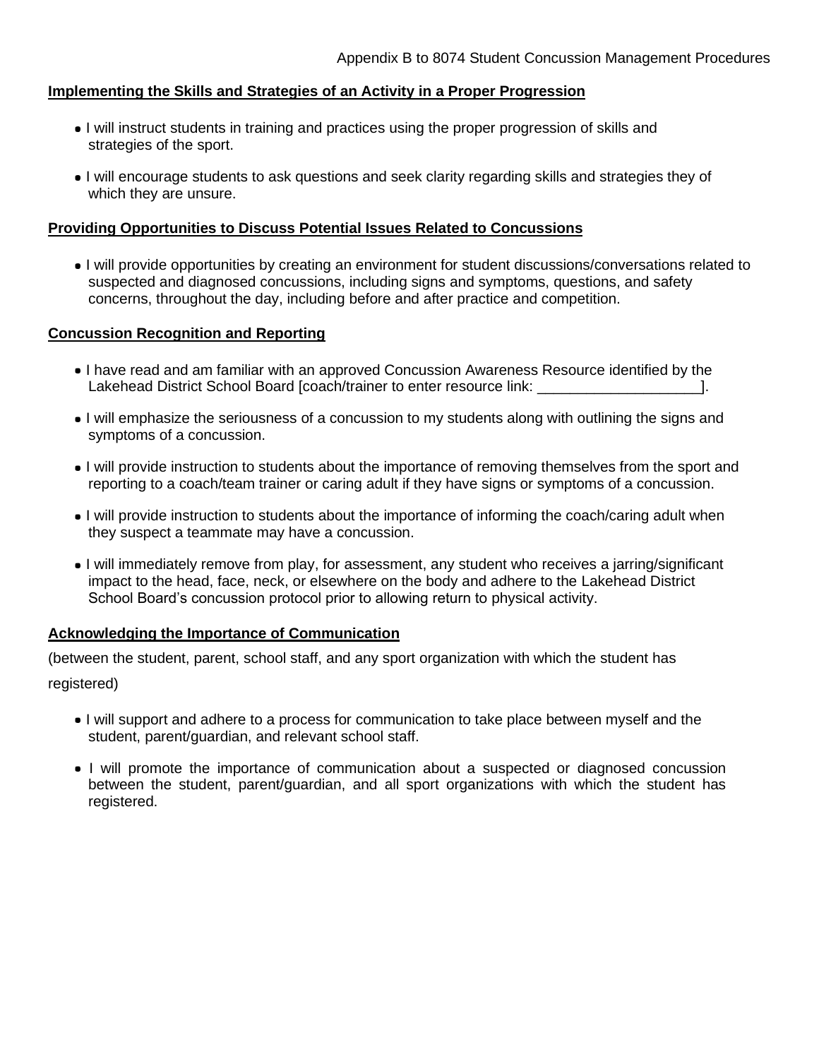**Implementing the Skills and Strategies of an Activity in a Proper Progression**

- I will instruct students in training and practices using the proper progression of skills and strategies of the sport.
- I will encourage students to ask questions and seek clarity regarding skills and strategies they of which they are unsure.

**Providing Opportunities to Discuss Potential Issues Related to Concussions**

- I will provide opportunities by creating an environment for student discussions/conversations related to suspected and diagnosed concussions, including signs and symptoms, questions, and safety concerns, throughout the day, including before and after practice and competition.

**Concussion Recognition and Reporting**

- I have read and am familiar with an approved Concussion Awareness Resource identified by the Lakehead District School Board [coach/trainer to enter resource link: ____________________].
- I will emphasize the seriousness of a concussion to my students along with outlining the signs and symptoms of a concussion.
- I will provide instruction to students about the importance of removing themselves from the sport and reporting to a coach/team trainer or caring adult if they have signs or symptoms of a concussion.
- I will provide instruction to students about the importance of informing the coach/caring adult when they suspect a teammate may have a concussion.
- I will immediately remove from play, for assessment, any student who receives a jarring/significant impact to the head, face, neck, or elsewhere on the body and adhere to the Lakehead District School Board's concussion protocol prior to allowing return to physical activity.

**Acknowledging the Importance of Communication**

(between the student, parent, school staff, and any sport organization with which the student has registered)

- I will support and adhere to a process for communication to take place between myself and the student, parent/guardian, and relevant school staff.
- I will promote the importance of communication about a suspected or diagnosed concussion between the student, parent/guardian, and all sport organizations with which the student has registered.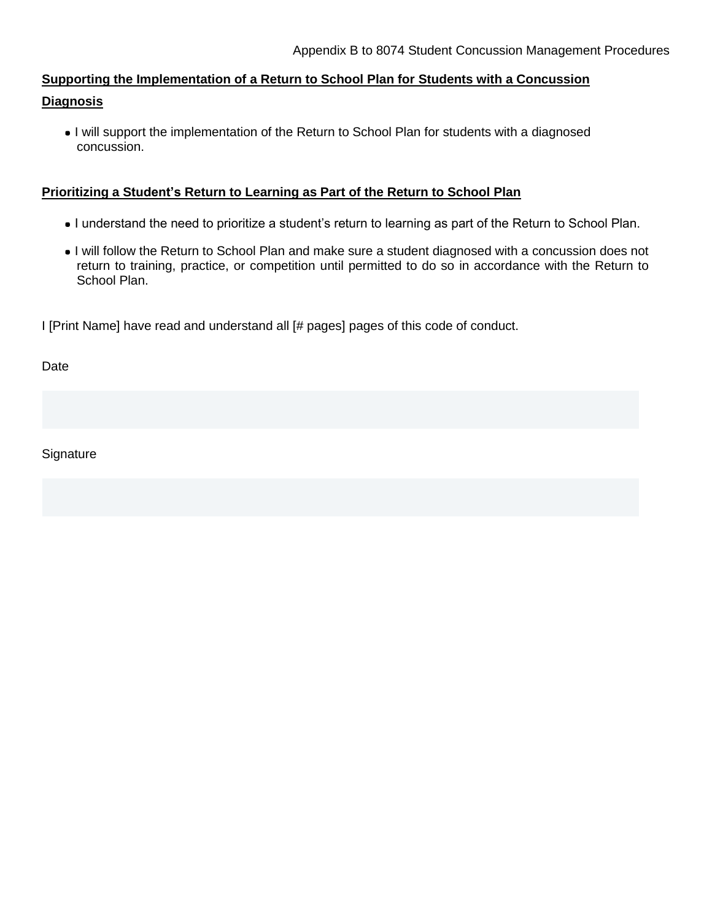**Supporting the Implementation of a Return to School Plan for Students with a Concussion Diagnosis**

- I will support the implementation of the Return to School Plan for students with a diagnosed concussion.

**Prioritizing a Student's Return to Learning as Part of the Return to School Plan**

- I understand the need to prioritize a student's return to learning as part of the Return to School Plan.
- I will follow the Return to School Plan and make sure a student diagnosed with a concussion does not return to training, practice, or competition until permitted to do so in accordance with the Return to School Plan.

I [Print Name] have read and understand all [# pages] pages of this code of conduct.

Date

Signature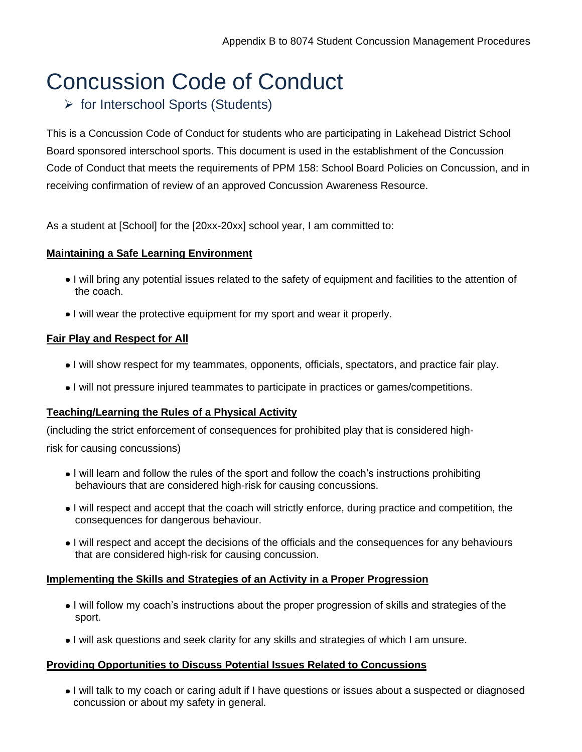# Concussion Code of Conduct

➢ for Interschool Sports (Students)

This is a Concussion Code of Conduct for students who are participating in Lakehead District School Board sponsored interschool sports. This document is used in the establishment of the Concussion Code of Conduct that meets the requirements of PPM 158: School Board Policies on Concussion, and in receiving confirmation of review of an approved Concussion Awareness Resource.

As a student at [School] for the [20xx-20xx] school year, I am committed to:

**Maintaining a Safe Learning Environment**

- I will bring any potential issues related to the safety of equipment and facilities to the attention of the coach.
- I will wear the protective equipment for my sport and wear it properly.

**Fair Play and Respect for All**

- I will show respect for my teammates, opponents, officials, spectators, and practice fair play.
- I will not pressure injured teammates to participate in practices or games/competitions.

**Teaching/Learning the Rules of a Physical Activity**

(including the strict enforcement of consequences for prohibited play that is considered high-risk for causing concussions)

- I will learn and follow the rules of the sport and follow the coach's instructions prohibiting behaviours that are considered high-risk for causing concussions.
- I will respect and accept that the coach will strictly enforce, during practice and competition, the consequences for dangerous behaviour.
- I will respect and accept the decisions of the officials and the consequences for any behaviours that are considered high-risk for causing concussion.

**Implementing the Skills and Strategies of an Activity in a Proper Progression**

- I will follow my coach's instructions about the proper progression of skills and strategies of the sport.
- I will ask questions and seek clarity for any skills and strategies of which I am unsure.

**Providing Opportunities to Discuss Potential Issues Related to Concussions**

- I will talk to my coach or caring adult if I have questions or issues about a suspected or diagnosed concussion or about my safety in general.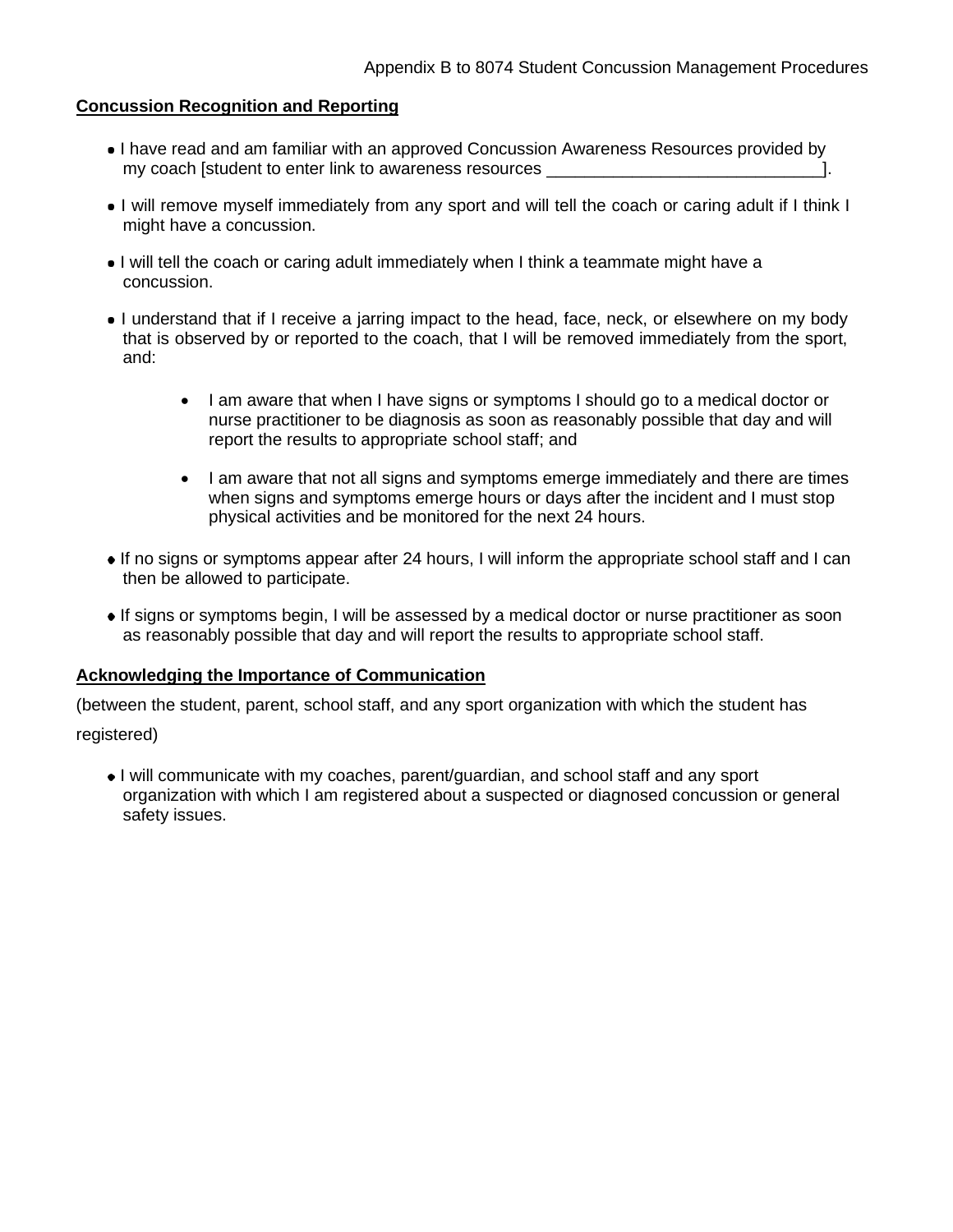**Concussion Recognition and Reporting**

- I have read and am familiar with an approved Concussion Awareness Resources provided by my coach [student to enter link to awareness resources _____________________________].
- I will remove myself immediately from any sport and will tell the coach or caring adult if I think I might have a concussion.
- I will tell the coach or caring adult immediately when I think a teammate might have a concussion.
- I understand that if I receive a jarring impact to the head, face, neck, or elsewhere on my body that is observed by or reported to the coach, that I will be removed immediately from the sport, and:
    - I am aware that when I have signs or symptoms I should go to a medical doctor or nurse practitioner to be diagnosis as soon as reasonably possible that day and will report the results to appropriate school staff; and
    - I am aware that not all signs and symptoms emerge immediately and there are times when signs and symptoms emerge hours or days after the incident and I must stop physical activities and be monitored for the next 24 hours.
- If no signs or symptoms appear after 24 hours, I will inform the appropriate school staff and I can then be allowed to participate.
- If signs or symptoms begin, I will be assessed by a medical doctor or nurse practitioner as soon as reasonably possible that day and will report the results to appropriate school staff.

**Acknowledging the Importance of Communication**

(between the student, parent, school staff, and any sport organization with which the student has registered)

- I will communicate with my coaches, parent/guardian, and school staff and any sport organization with which I am registered about a suspected or diagnosed concussion or general safety issues.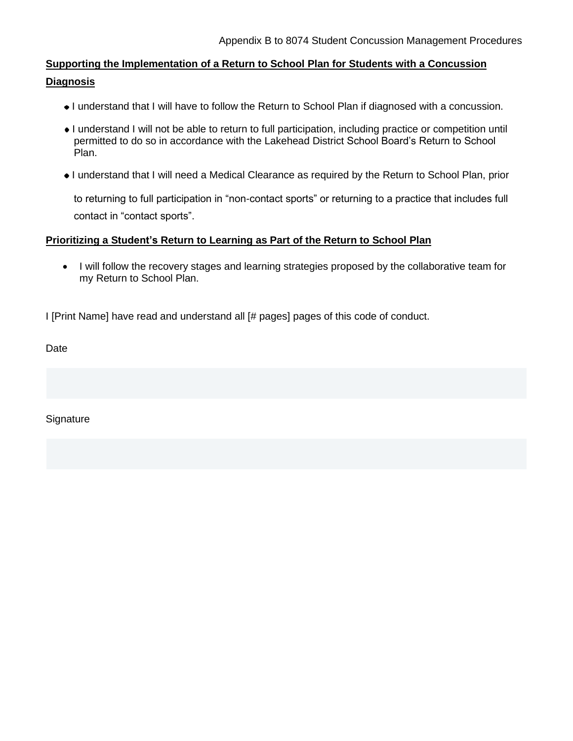**Supporting the Implementation of a Return to School Plan for Students with a Concussion Diagnosis**

- I understand that I will have to follow the Return to School Plan if diagnosed with a concussion.
- I understand I will not be able to return to full participation, including practice or competition until permitted to do so in accordance with the Lakehead District School Board's Return to School Plan.
- I understand that I will need a Medical Clearance as required by the Return to School Plan, prior to returning to full participation in "non-contact sports" or returning to a practice that includes full contact in "contact sports".

**Prioritizing a Student's Return to Learning as Part of the Return to School Plan**

- I will follow the recovery stages and learning strategies proposed by the collaborative team for my Return to School Plan.

I [Print Name] have read and understand all [# pages] pages of this code of conduct.

Date

Signature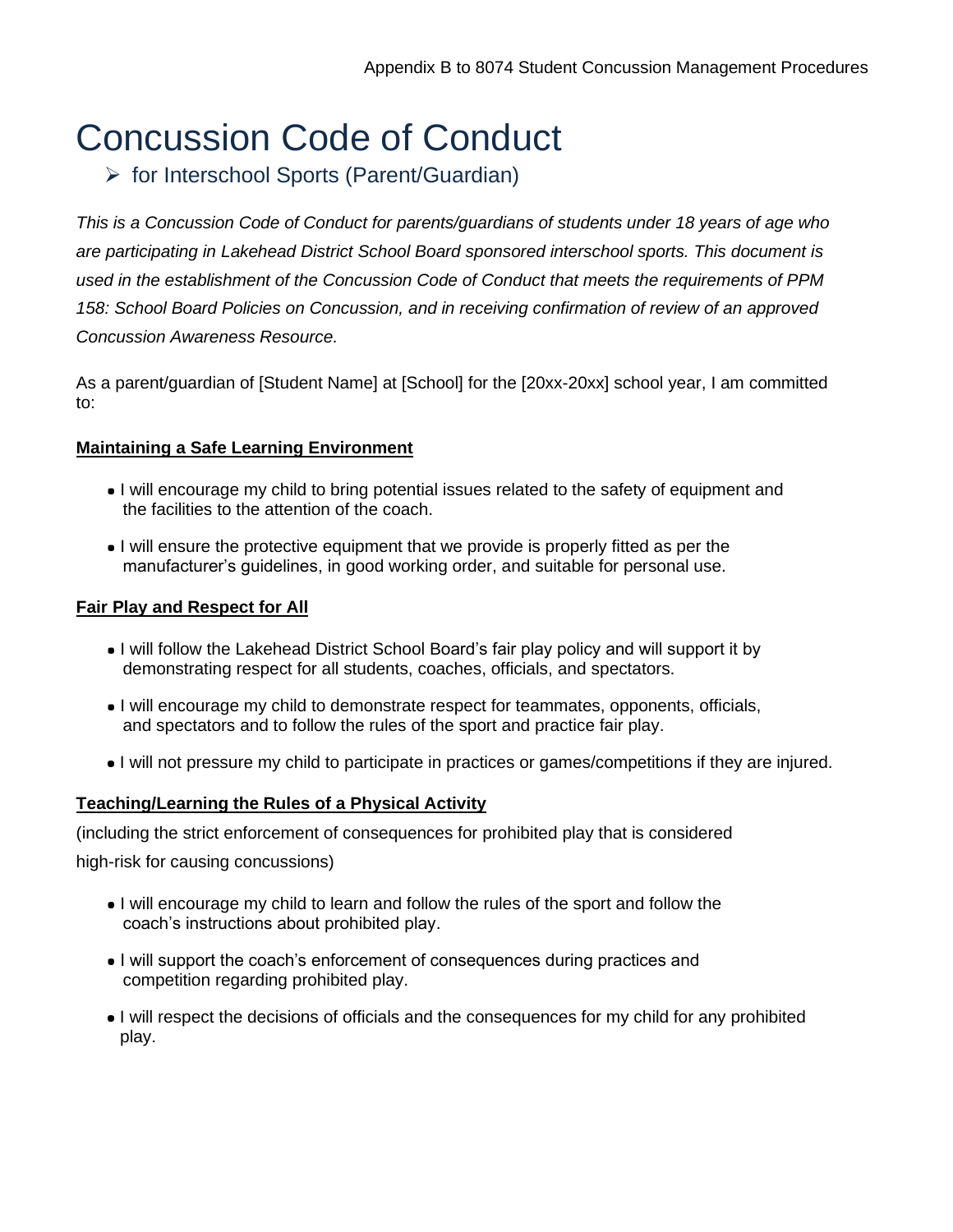# Concussion Code of Conduct

## ➢ for Interschool Sports (Parent/Guardian)

*This is a Concussion Code of Conduct for parents/guardians of students under 18 years of age who are participating in Lakehead District School Board sponsored interschool sports. This document is used in the establishment of the Concussion Code of Conduct that meets the requirements of PPM 158: School Board Policies on Concussion, and in receiving confirmation of review of an approved Concussion Awareness Resource.*

As a parent/guardian of [Student Name] at [School] for the [20xx-20xx] school year, I am committed to:

**Maintaining a Safe Learning Environment**

- I will encourage my child to bring potential issues related to the safety of equipment and the facilities to the attention of the coach.
- I will ensure the protective equipment that we provide is properly fitted as per the manufacturer's guidelines, in good working order, and suitable for personal use.

**Fair Play and Respect for All**

- I will follow the Lakehead District School Board's fair play policy and will support it by demonstrating respect for all students, coaches, officials, and spectators.
- I will encourage my child to demonstrate respect for teammates, opponents, officials, and spectators and to follow the rules of the sport and practice fair play.
- I will not pressure my child to participate in practices or games/competitions if they are injured.

**Teaching/Learning the Rules of a Physical Activity**

(including the strict enforcement of consequences for prohibited play that is considered high-risk for causing concussions)

- I will encourage my child to learn and follow the rules of the sport and follow the coach's instructions about prohibited play.
- I will support the coach's enforcement of consequences during practices and competition regarding prohibited play.
- I will respect the decisions of officials and the consequences for my child for any prohibited play.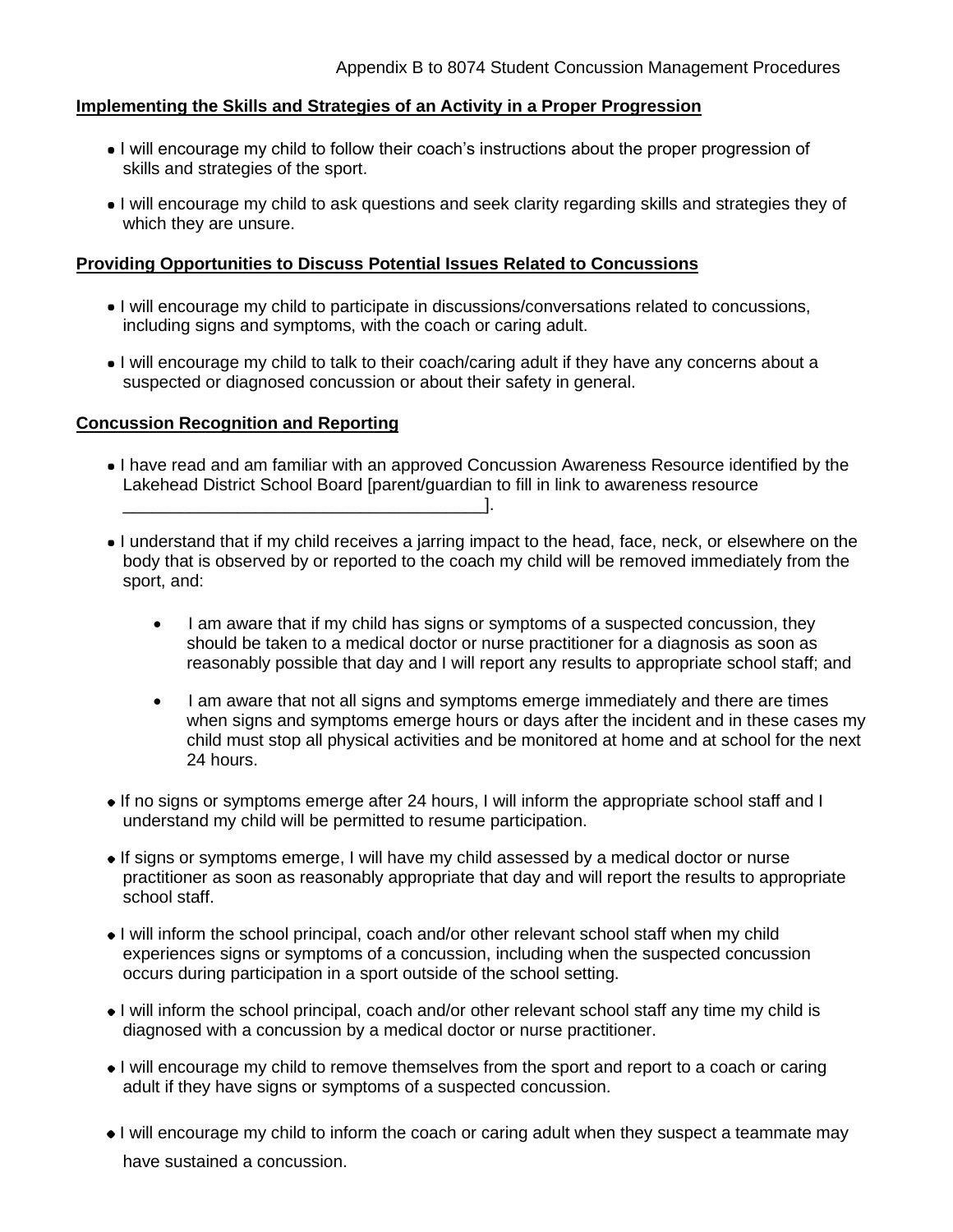## Implementing the Skills and Strategies of an Activity in a Proper Progression

- I will encourage my child to follow their coach's instructions about the proper progression of skills and strategies of the sport.
- I will encourage my child to ask questions and seek clarity regarding skills and strategies they of which they are unsure.

## Providing Opportunities to Discuss Potential Issues Related to Concussions

- I will encourage my child to participate in discussions/conversations related to concussions, including signs and symptoms, with the coach or caring adult.
- I will encourage my child to talk to their coach/caring adult if they have any concerns about a suspected or diagnosed concussion or about their safety in general.

## Concussion Recognition and Reporting

- I have read and am familiar with an approved Concussion Awareness Resource identified by the Lakehead District School Board [parent/guardian to fill in link to awareness resource ______________________________________].
- I understand that if my child receives a jarring impact to the head, face, neck, or elsewhere on the body that is observed by or reported to the coach my child will be removed immediately from the sport, and:
  - I am aware that if my child has signs or symptoms of a suspected concussion, they should be taken to a medical doctor or nurse practitioner for a diagnosis as soon as reasonably possible that day and I will report any results to appropriate school staff; and
  - I am aware that not all signs and symptoms emerge immediately and there are times when signs and symptoms emerge hours or days after the incident and in these cases my child must stop all physical activities and be monitored at home and at school for the next 24 hours.
- If no signs or symptoms emerge after 24 hours, I will inform the appropriate school staff and I understand my child will be permitted to resume participation.
- If signs or symptoms emerge, I will have my child assessed by a medical doctor or nurse practitioner as soon as reasonably appropriate that day and will report the results to appropriate school staff.
- I will inform the school principal, coach and/or other relevant school staff when my child experiences signs or symptoms of a concussion, including when the suspected concussion occurs during participation in a sport outside of the school setting.
- I will inform the school principal, coach and/or other relevant school staff any time my child is diagnosed with a concussion by a medical doctor or nurse practitioner.
- I will encourage my child to remove themselves from the sport and report to a coach or caring adult if they have signs or symptoms of a suspected concussion.
- I will encourage my child to inform the coach or caring adult when they suspect a teammate may have sustained a concussion.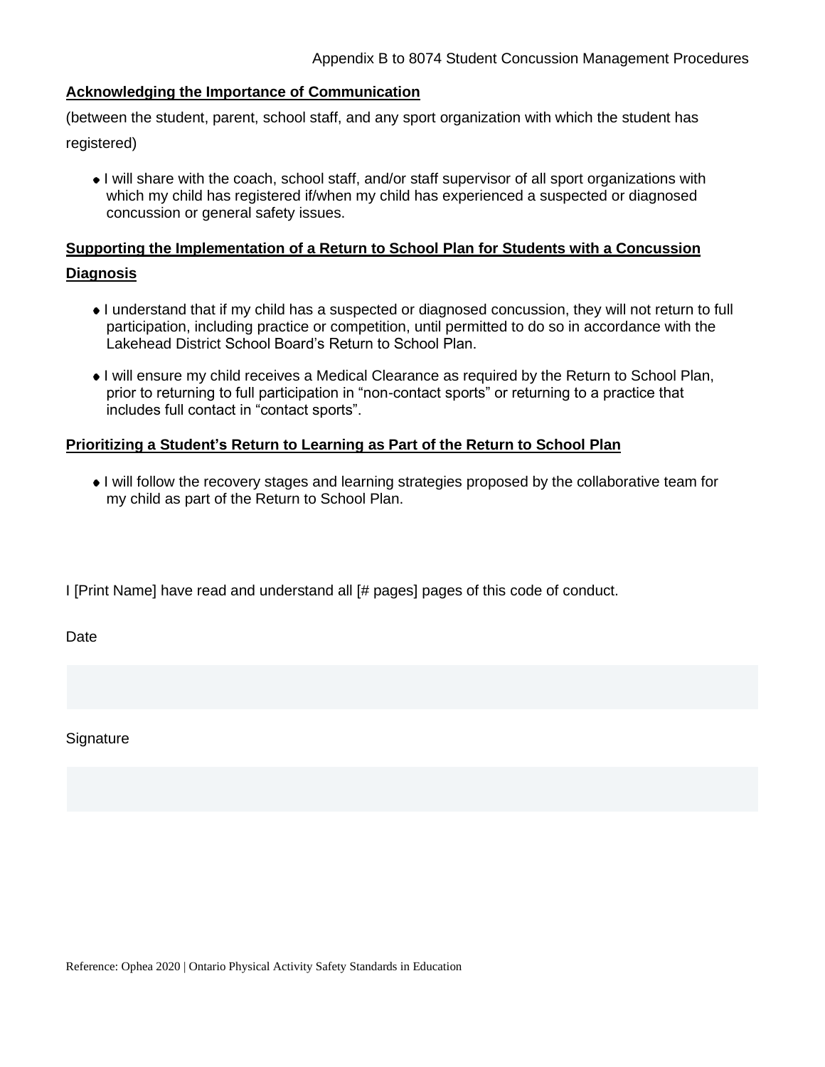**Acknowledging the Importance of Communication**

(between the student, parent, school staff, and any sport organization with which the student has registered)

- I will share with the coach, school staff, and/or staff supervisor of all sport organizations with which my child has registered if/when my child has experienced a suspected or diagnosed concussion or general safety issues.

**Supporting the Implementation of a Return to School Plan for Students with a Concussion Diagnosis**

- I understand that if my child has a suspected or diagnosed concussion, they will not return to full participation, including practice or competition, until permitted to do so in accordance with the Lakehead District School Board's Return to School Plan.
- I will ensure my child receives a Medical Clearance as required by the Return to School Plan, prior to returning to full participation in "non-contact sports" or returning to a practice that includes full contact in "contact sports".

**Prioritizing a Student's Return to Learning as Part of the Return to School Plan**

- I will follow the recovery stages and learning strategies proposed by the collaborative team for my child as part of the Return to School Plan.

I [Print Name] have read and understand all [# pages] pages of this code of conduct.

Date

Signature

Reference: Ophea 2020 | Ontario Physical Activity Safety Standards in Education